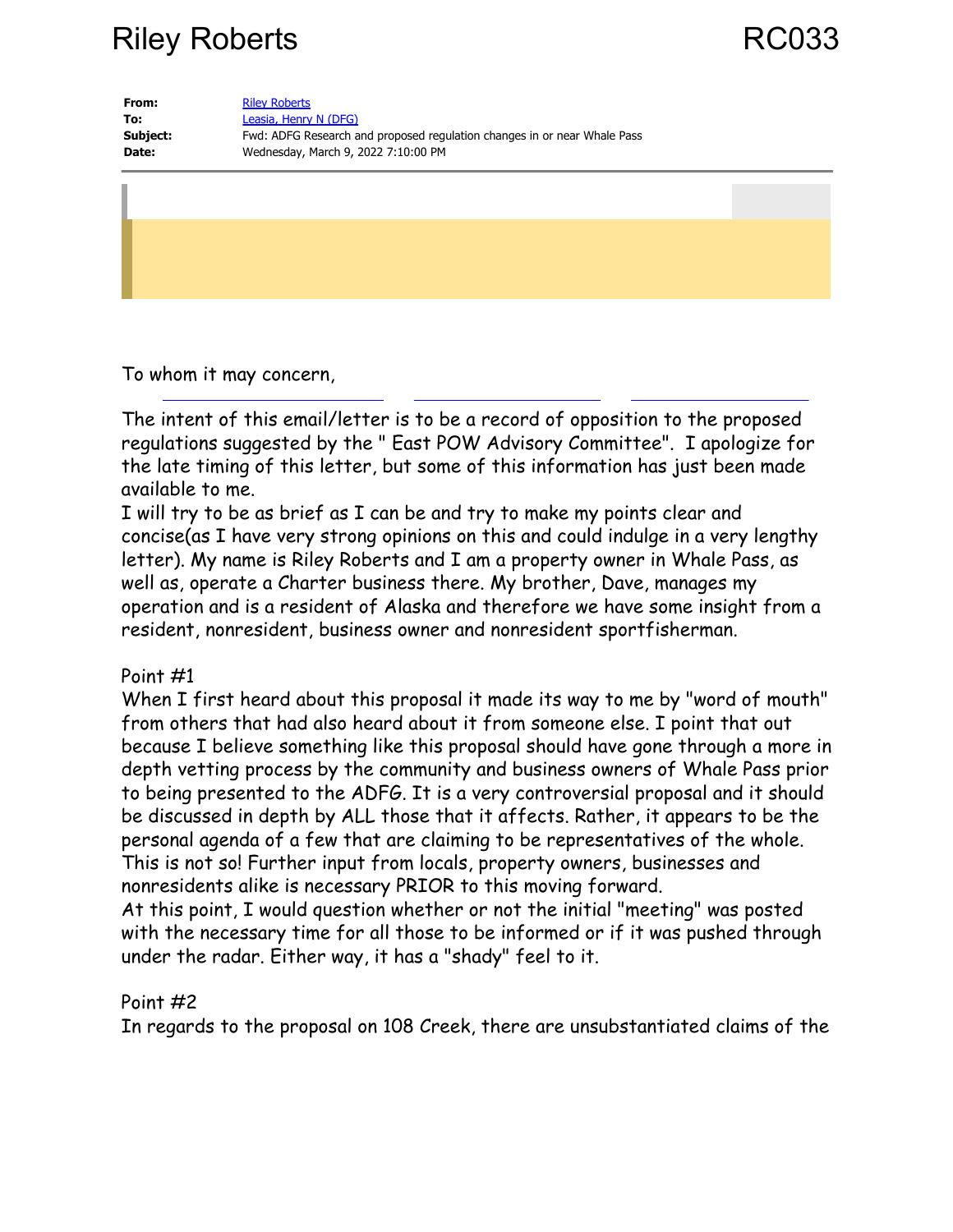| | |
|---|---|
| **From:** | Riley Roberts |
| **To:** | Leasia, Henry N (DFG) |
| **Subject:** | Fwd: ADFG Research and proposed regulation changes in or near Whale Pass |
| **Date:** | Wednesday, March 9, 2022 7:10:00 PM |

To whom it may concern,

The intent of this email/letter is to be a record of opposition to the proposed regulations suggested by the " East POW Advisory Committee". I apologize for the late timing of this letter, but some of this information has just been made available to me.

I will try to be as brief as I can be and try to make my points clear and concise(as I have very strong opinions on this and could indulge in a very lengthy letter). My name is Riley Roberts and I am a property owner in Whale Pass, as well as, operate a Charter business there. My brother, Dave, manages my operation and is a resident of Alaska and therefore we have some insight from a resident, nonresident, business owner and nonresident sportfisherman.

Point #1

When I first heard about this proposal it made its way to me by "word of mouth" from others that had also heard about it from someone else. I point that out because I believe something like this proposal should have gone through a more in depth vetting process by the community and business owners of Whale Pass prior to being presented to the ADFG. It is a very controversial proposal and it should be discussed in depth by ALL those that it affects. Rather, it appears to be the personal agenda of a few that are claiming to be representatives of the whole. This is not so! Further input from locals, property owners, businesses and nonresidents alike is necessary PRIOR to this moving forward.

At this point, I would question whether or not the initial "meeting" was posted with the necessary time for all those to be informed or if it was pushed through under the radar. Either way, it has a "shady" feel to it.

Point #2

In regards to the proposal on 108 Creek, there are unsubstantiated claims of the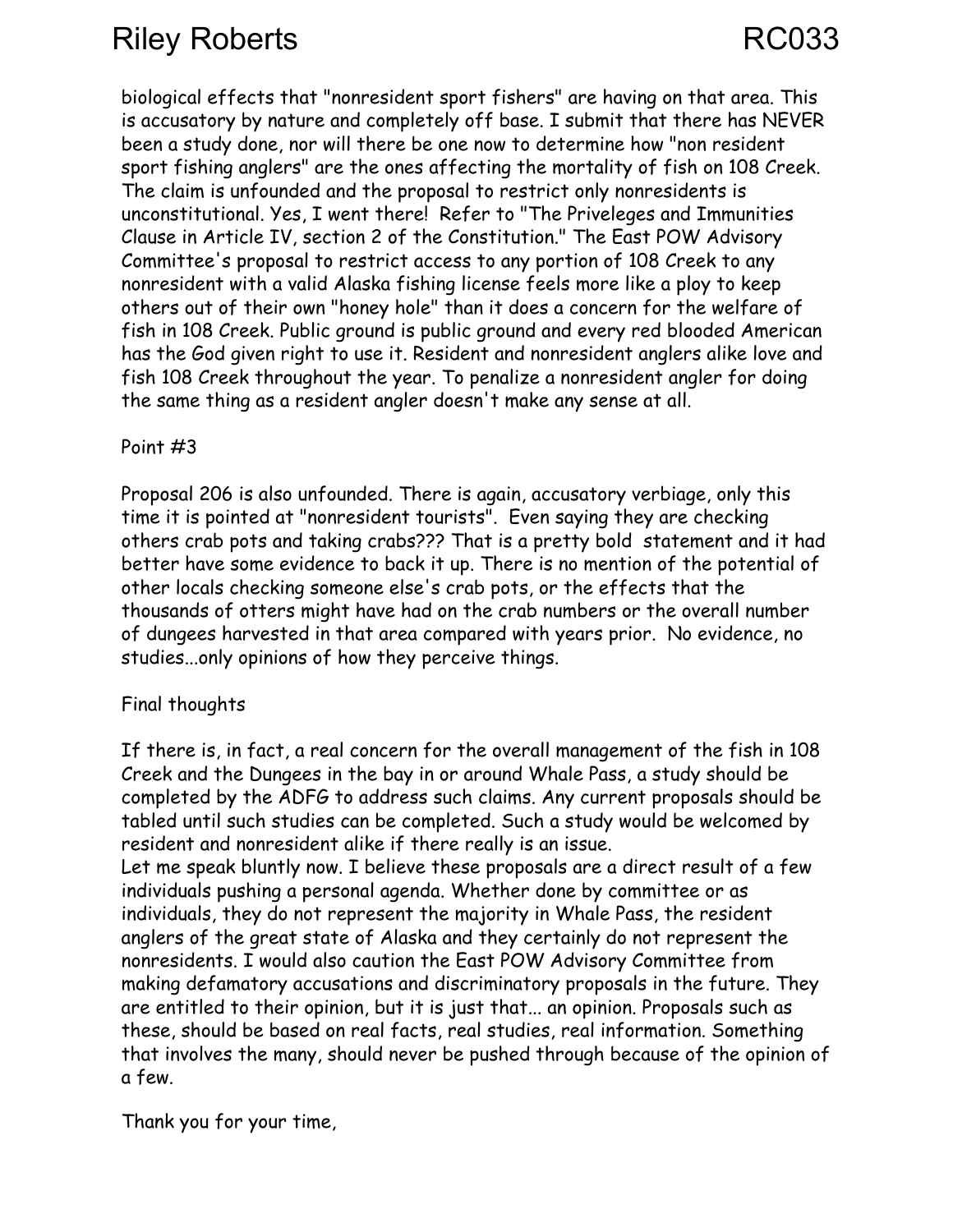biological effects that "nonresident sport fishers" are having on that area. This is accusatory by nature and completely off base. I submit that there has NEVER been a study done, nor will there be one now to determine how "non resident sport fishing anglers" are the ones affecting the mortality of fish on 108 Creek. The claim is unfounded and the proposal to restrict only nonresidents is unconstitutional. Yes, I went there! Refer to "The Priveleges and Immunities Clause in Article IV, section 2 of the Constitution." The East POW Advisory Committee's proposal to restrict access to any portion of 108 Creek to any nonresident with a valid Alaska fishing license feels more like a ploy to keep others out of their own "honey hole" than it does a concern for the welfare of fish in 108 Creek. Public ground is public ground and every red blooded American has the God given right to use it. Resident and nonresident anglers alike love and fish 108 Creek throughout the year. To penalize a nonresident angler for doing the same thing as a resident angler doesn't make any sense at all.

Point #3

Proposal 206 is also unfounded. There is again, accusatory verbiage, only this time it is pointed at "nonresident tourists". Even saying they are checking others crab pots and taking crabs??? That is a pretty bold statement and it had better have some evidence to back it up. There is no mention of the potential of other locals checking someone else's crab pots, or the effects that the thousands of otters might have had on the crab numbers or the overall number of dungees harvested in that area compared with years prior. No evidence, no studies...only opinions of how they perceive things.

Final thoughts

If there is, in fact, a real concern for the overall management of the fish in 108 Creek and the Dungees in the bay in or around Whale Pass, a study should be completed by the ADFG to address such claims. Any current proposals should be tabled until such studies can be completed. Such a study would be welcomed by resident and nonresident alike if there really is an issue.
Let me speak bluntly now. I believe these proposals are a direct result of a few individuals pushing a personal agenda. Whether done by committee or as individuals, they do not represent the majority in Whale Pass, the resident anglers of the great state of Alaska and they certainly do not represent the nonresidents. I would also caution the East POW Advisory Committee from making defamatory accusations and discriminatory proposals in the future. They are entitled to their opinion, but it is just that... an opinion. Proposals such as these, should be based on real facts, real studies, real information. Something that involves the many, should never be pushed through because of the opinion of a few.

Thank you for your time,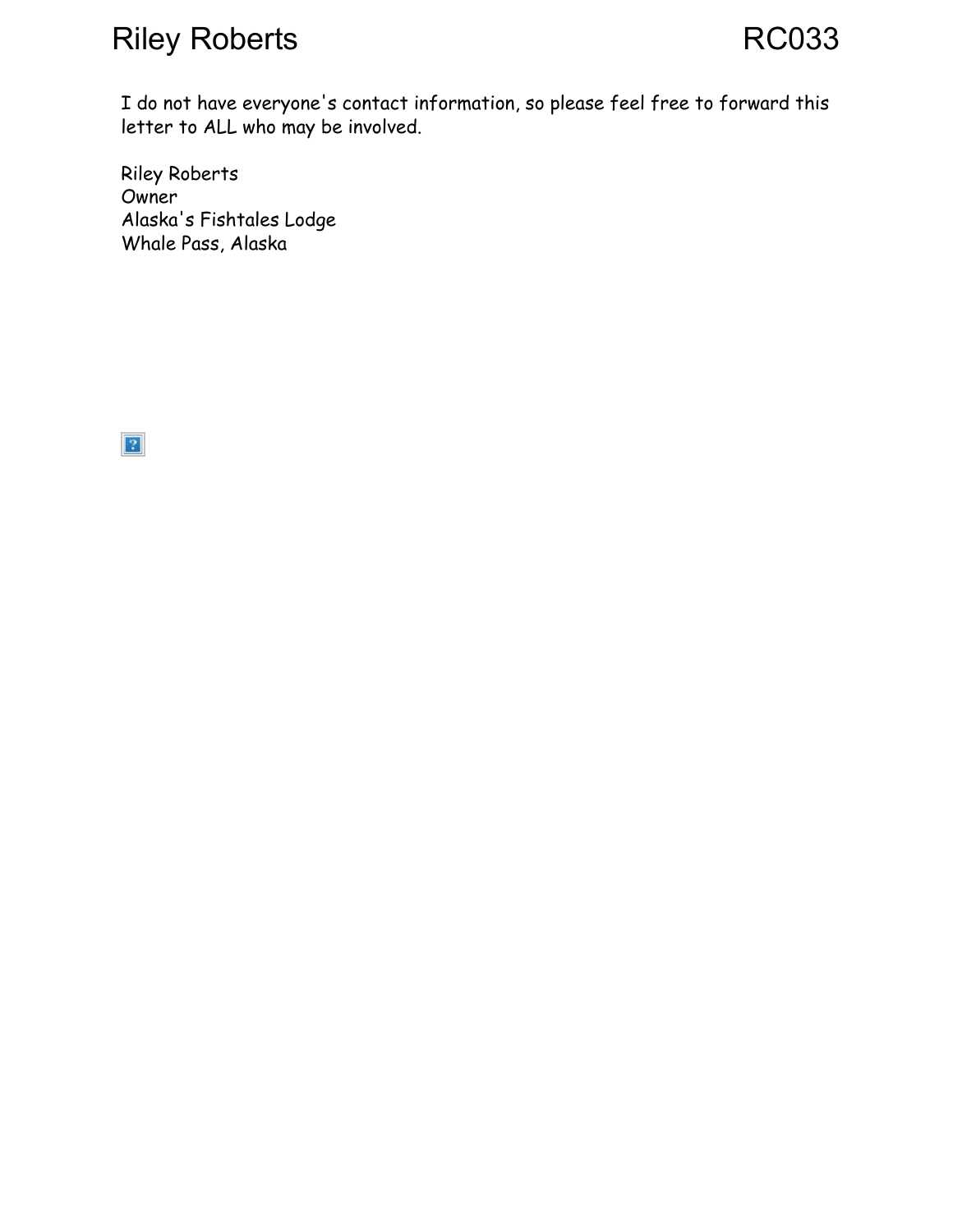I do not have everyone's contact information, so please feel free to forward this letter to ALL who may be involved.

Riley Roberts
Owner
Alaska's Fishtales Lodge
Whale Pass, Alaska